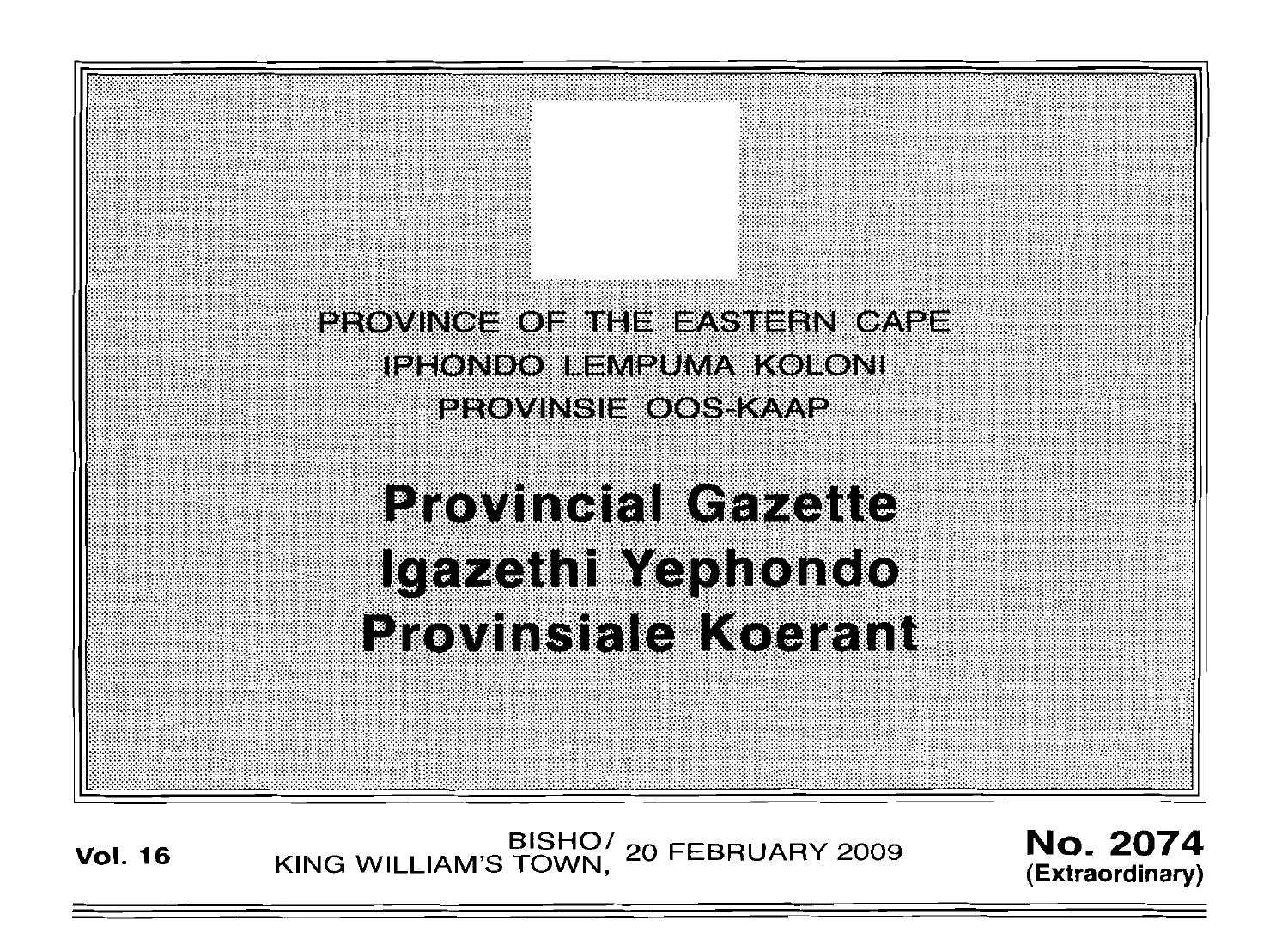PROVINCE OF THE EASTERN CAPE
IPHONDO LEMPUMA KOLONI
PROVINSIE OOS-KAAP

# Provincial Gazette
# Igazethi Yephondo
# Provinsiale Koerant

**Vol. 16** BISHO/ KING WILLIAM'S TOWN, 20 FEBRUARY 2009 **No. 2074 (Extraordinary)**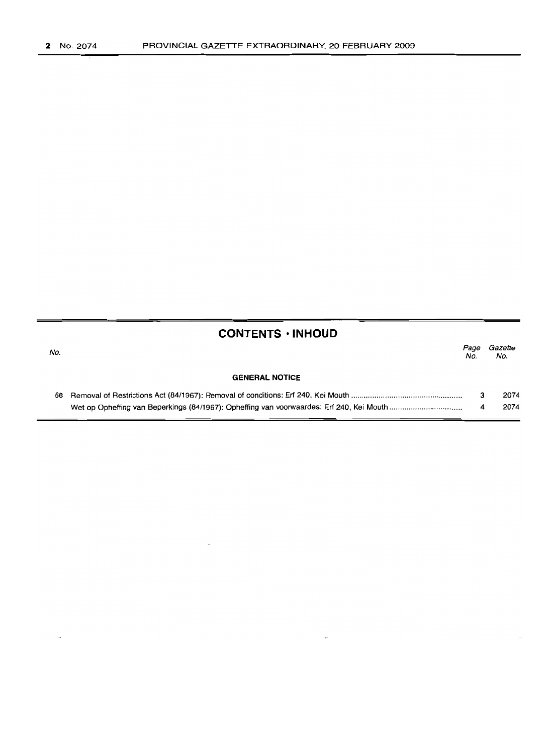## CONTENTS · INHOUD

| No. | | Page No. | Gazette No. |
|---|---|---|---|
| | **GENERAL NOTICE** | | |
| 68 | Removal of Restrictions Act (84/1967): Removal of conditions: Erf 240, Kei Mouth | 3 | 2074 |
| | Wet op Opheffing van Beperkings (84/1967): Opheffing van voorwaardes: Erf 240, Kei Mouth | 4 | 2074 |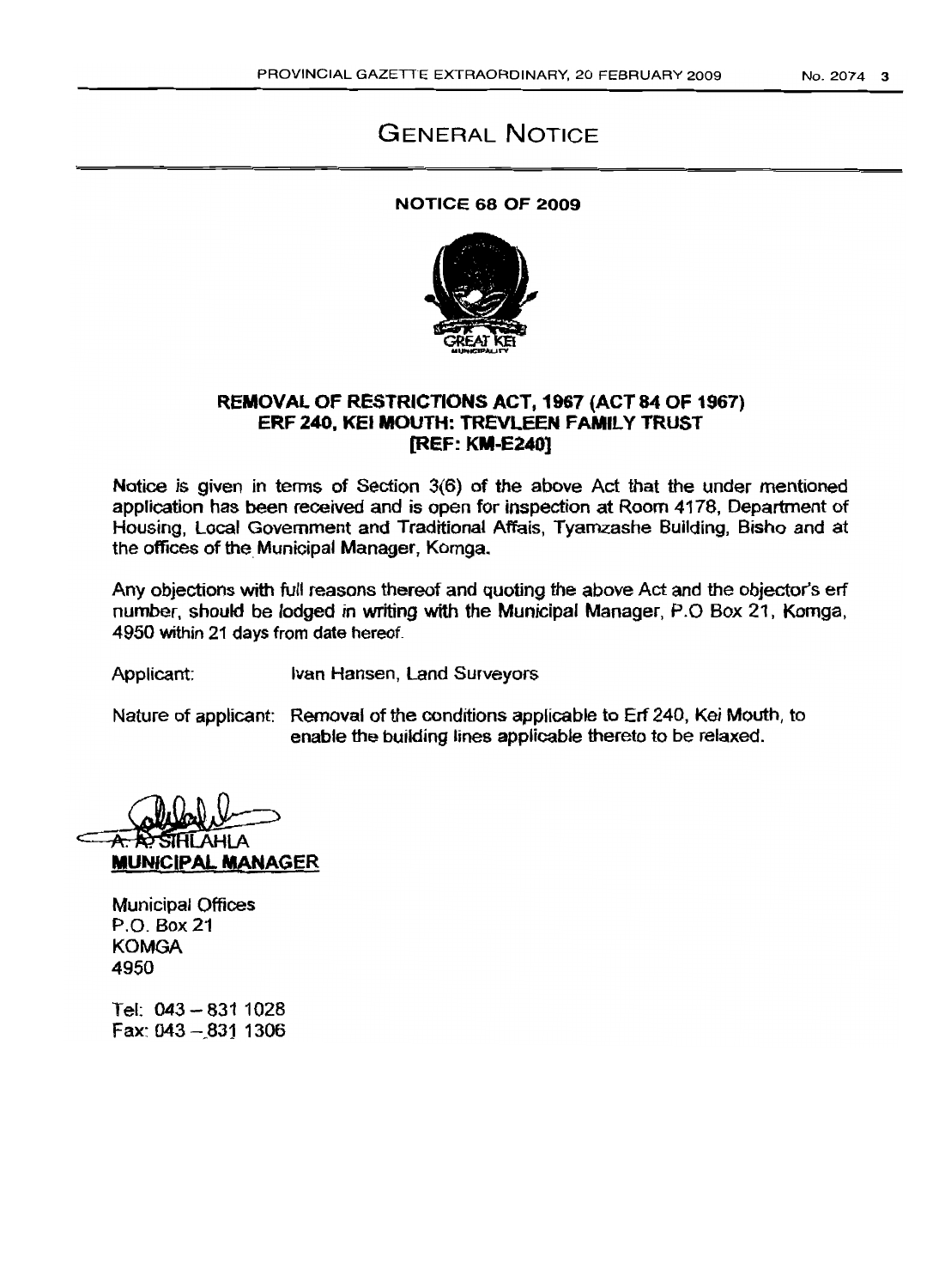# GENERAL NOTICE

**NOTICE 68 OF 2009**

**REMOVAL OF RESTRICTIONS ACT, 1967 (ACT 84 OF 1967)**
**ERF 240, KEI MOUTH: TREVLEEN FAMILY TRUST**
**[REF: KM-E240]**

Notice is given in terms of Section 3(6) of the above Act that the under mentioned application has been received and is open for inspection at Room 4178, Department of Housing, Local Government and Traditional Affais, Tyamzashe Building, Bisho and at the offices of the Municipal Manager, Komga.

Any objections with full reasons thereof and quoting the above Act and the objector's erf number, should be lodged in writing with the Municipal Manager, P.O Box 21, Komga, 4950 within 21 days from date hereof.

Applicant: Ivan Hansen, Land Surveyors

Nature of applicant: Removal of the conditions applicable to Erf 240, Kei Mouth, to enable the building lines applicable thereto to be relaxed.

A. A. SIHLAHLA
**MUNICIPAL MANAGER**

Municipal Offices
P.O. Box 21
KOMGA
4950

Tel: 043 – 831 1028
Fax: 043 – 831 1306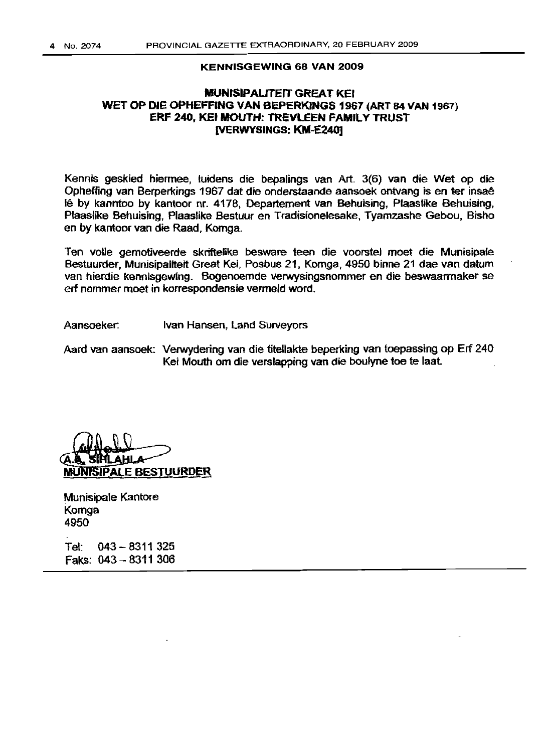## KENNISGEWING 68 VAN 2009

### MUNISIPALITEIT GREAT KEI
### WET OP DIE OPHEFFING VAN BEPERKINGS 1967 (ART 84 VAN 1967)
### ERF 240, KEI MOUTH: TREVLEEN FAMILY TRUST
### [VERWYSINGS: KM-E240]

Kennis geskied hiermee, luidens die bepalings van Art. 3(6) van die Wet op die Opheffing van Berperkings 1967 dat die onderstaande aansoek ontvang is en ter insaê lê by kanntoo by kantoor nr. 4178, Departement van Behuising, Plaaslike Behuising, Plaaslike Behuising, Plaaslike Bestuur en Tradisionelesake, Tyamzashe Gebou, Bisho en by kantoor van die Raad, Komga.

Ten volle gemotiveerde skriftelike besware teen die voorstel moet die Munisipale Bestuurder, Munisipaliteit Great Kei, Posbus 21, Komga, 4950 binne 21 dae van datum van hierdie kennisgewing. Bogenoemde verwysingsnommer en die beswaarmaker se erf nommer moet in korrespondensie vermeld word.

Aansoeker: Ivan Hansen, Land Surveyors

Aard van aansoek: Verwydering van die titelakte beperking van toepassing op Erf 240 Kei Mouth om die verslapping van die boulyne toe te laat.

A.A. SIHLAHLA
**MUNISIPALE BESTUURDER**

Munisipale Kantore
Komga
4950

Tel: 043 – 8311 325
Faks: 043 – 8311 306